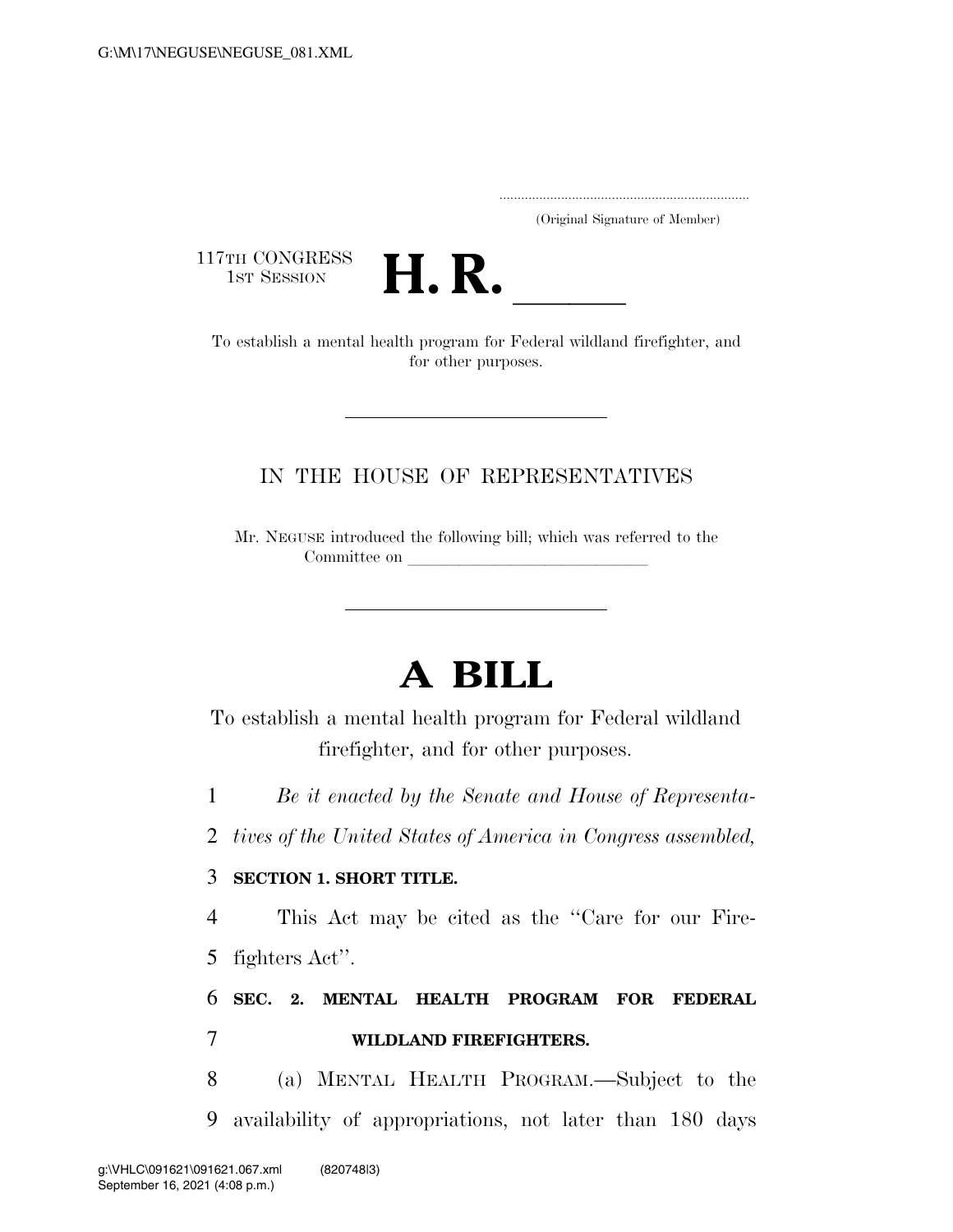(Original Signature of Member)

117TH CONGRESS
1ST SESSION

# H. R. \_\_\_\_\_

To establish a mental health program for Federal wildland firefighter, and for other purposes.

---

IN THE HOUSE OF REPRESENTATIVES

Mr. NEGUSE introduced the following bill; which was referred to the Committee on \_\_\_\_\_\_\_\_\_\_\_\_\_\_\_\_\_\_\_\_\_\_\_\_\_\_\_\_

---

# A BILL

To establish a mental health program for Federal wildland firefighter, and for other purposes.

*Be it enacted by the Senate and House of Representatives of the United States of America in Congress assembled,*

**SECTION 1. SHORT TITLE.**

This Act may be cited as the "Care for our Firefighters Act".

**SEC. 2. MENTAL HEALTH PROGRAM FOR FEDERAL WILDLAND FIREFIGHTERS.**

(a) MENTAL HEALTH PROGRAM.—Subject to the availability of appropriations, not later than 180 days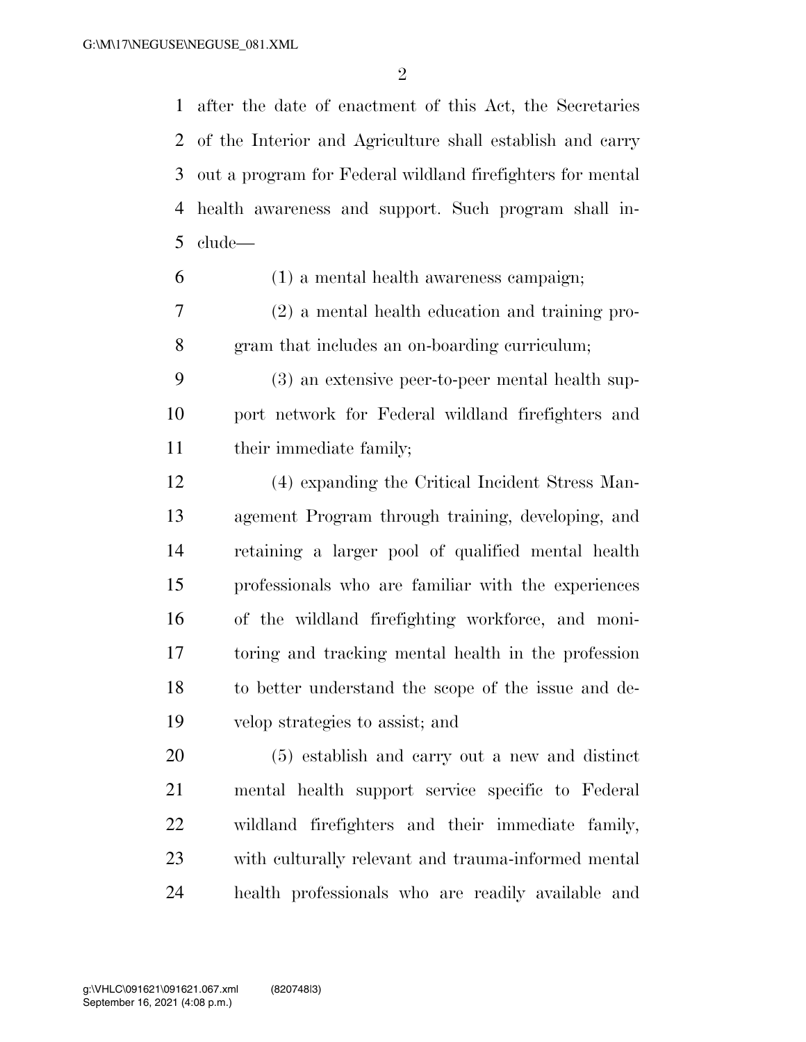after the date of enactment of this Act, the Secretaries of the Interior and Agriculture shall establish and carry out a program for Federal wildland firefighters for mental health awareness and support. Such program shall include—

(1) a mental health awareness campaign;

(2) a mental health education and training program that includes an on-boarding curriculum;

(3) an extensive peer-to-peer mental health support network for Federal wildland firefighters and their immediate family;

(4) expanding the Critical Incident Stress Management Program through training, developing, and retaining a larger pool of qualified mental health professionals who are familiar with the experiences of the wildland firefighting workforce, and monitoring and tracking mental health in the profession to better understand the scope of the issue and develop strategies to assist; and

(5) establish and carry out a new and distinct mental health support service specific to Federal wildland firefighters and their immediate family, with culturally relevant and trauma-informed mental health professionals who are readily available and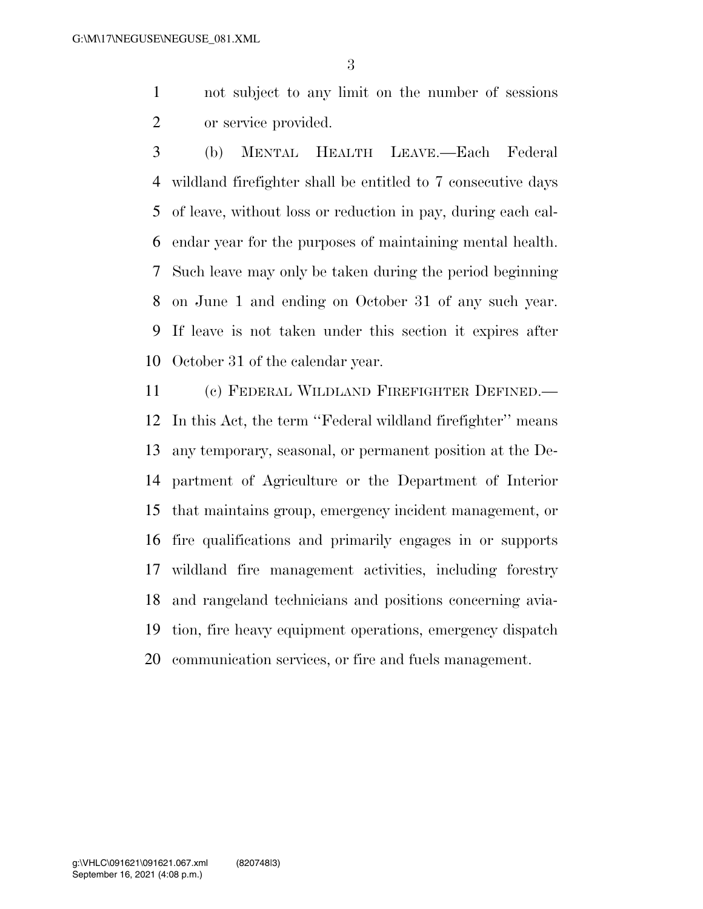not subject to any limit on the number of sessions or service provided.

(b) MENTAL HEALTH LEAVE.—Each Federal wildland firefighter shall be entitled to 7 consecutive days of leave, without loss or reduction in pay, during each calendar year for the purposes of maintaining mental health. Such leave may only be taken during the period beginning on June 1 and ending on October 31 of any such year. If leave is not taken under this section it expires after October 31 of the calendar year.

(c) FEDERAL WILDLAND FIREFIGHTER DEFINED.—In this Act, the term ''Federal wildland firefighter'' means any temporary, seasonal, or permanent position at the Department of Agriculture or the Department of Interior that maintains group, emergency incident management, or fire qualifications and primarily engages in or supports wildland fire management activities, including forestry and rangeland technicians and positions concerning aviation, fire heavy equipment operations, emergency dispatch communication services, or fire and fuels management.